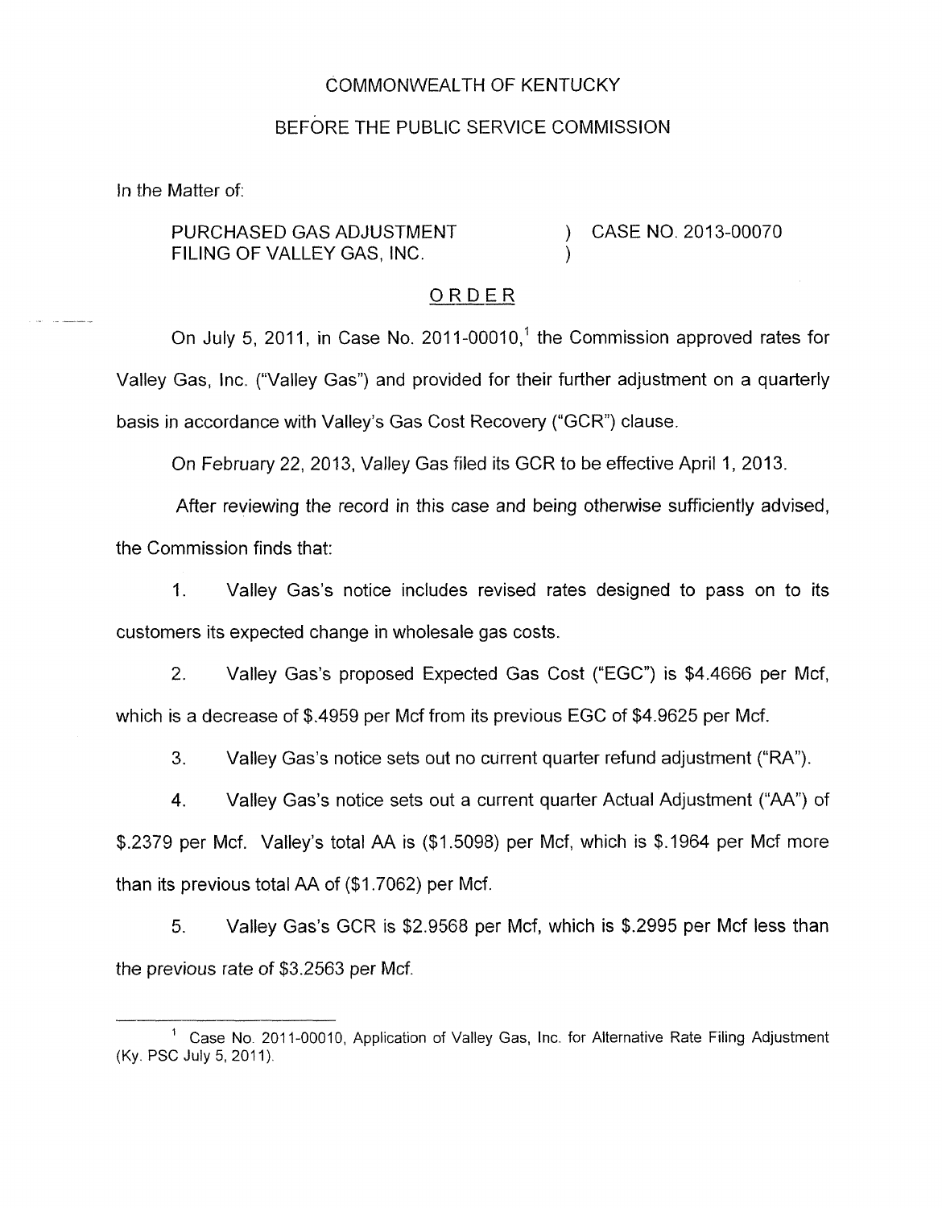COMMONWEALTH OF KENTUCKY

BEFORE THE PUBLIC SERVICE COMMISSION

In the Matter of:

PURCHASED GAS ADJUSTMENT FILING OF VALLEY GAS, INC. ) CASE NO. 2013-00070

ORDER

On July 5, 2011, in Case No. 2011-00010,[1] the Commission approved rates for Valley Gas, Inc. ("Valley Gas") and provided for their further adjustment on a quarterly basis in accordance with Valley's Gas Cost Recovery ("GCR") clause.

On February 22, 2013, Valley Gas filed its GCR to be effective April 1, 2013.

After reviewing the record in this case and being otherwise sufficiently advised, the Commission finds that:

1. Valley Gas's notice includes revised rates designed to pass on to its customers its expected change in wholesale gas costs.

2. Valley Gas's proposed Expected Gas Cost ("EGC") is $4.4666 per Mcf, which is a decrease of $.4959 per Mcf from its previous EGC of $4.9625 per Mcf.

3. Valley Gas's notice sets out no current quarter refund adjustment ("RA").

4. Valley Gas's notice sets out a current quarter Actual Adjustment ("AA") of $.2379 per Mcf. Valley's total AA is ($1.5098) per Mcf, which is $.1964 per Mcf more than its previous total AA of ($1.7062) per Mcf.

5. Valley Gas's GCR is $2.9568 per Mcf, which is $.2995 per Mcf less than the previous rate of $3.2563 per Mcf.

[1] Case No. 2011-00010, Application of Valley Gas, Inc. for Alternative Rate Filing Adjustment (Ky. PSC July 5, 2011).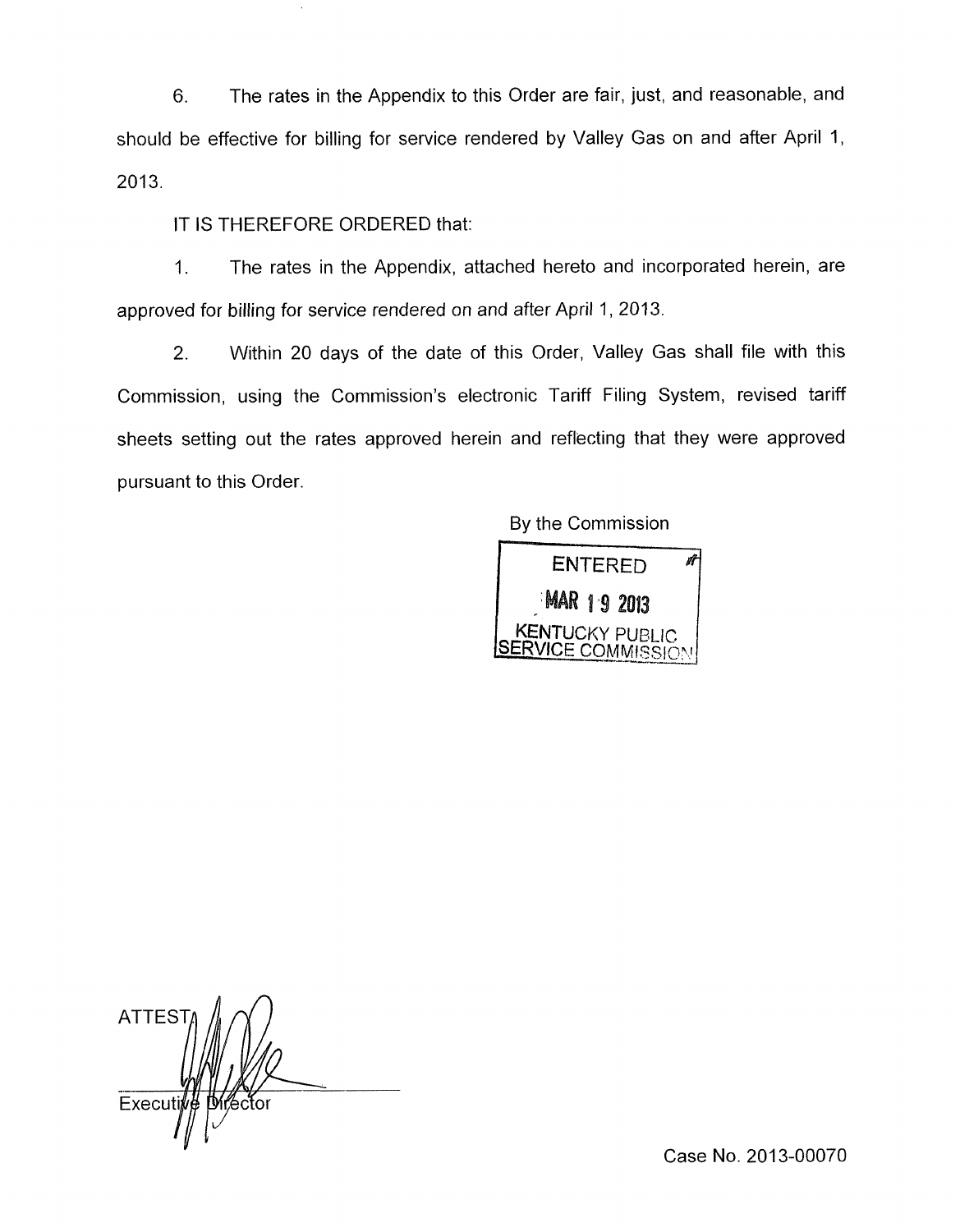6. The rates in the Appendix to this Order are fair, just, and reasonable, and should be effective for billing for service rendered by Valley Gas on and after April 1, 2013.

IT IS THEREFORE ORDERED that:

1. The rates in the Appendix, attached hereto and incorporated herein, are approved for billing for service rendered on and after April 1, 2013.

2. Within 20 days of the date of this Order, Valley Gas shall file with this Commission, using the Commission's electronic Tariff Filing System, revised tariff sheets setting out the rates approved herein and reflecting that they were approved pursuant to this Order.

By the Commission

ENTERED
MAR 19 2013
KENTUCKY PUBLIC SERVICE COMMISSION

ATTEST:

Executive Director

Case No. 2013-00070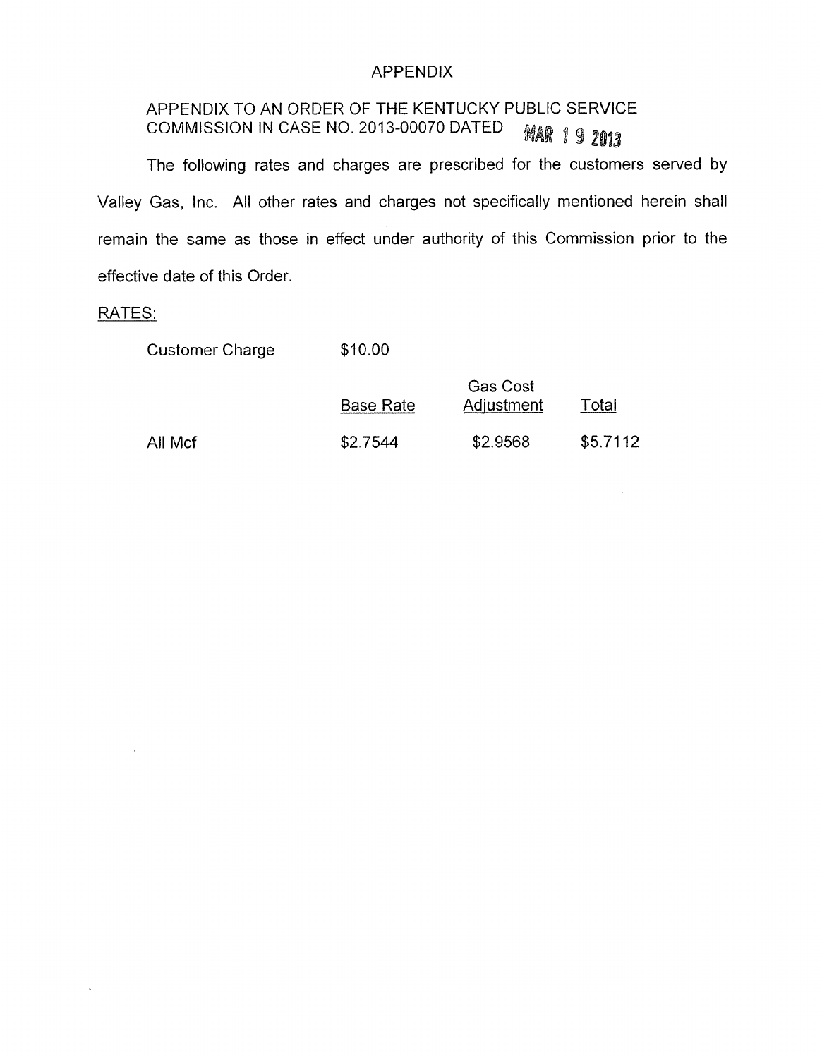# APPENDIX

## APPENDIX TO AN ORDER OF THE KENTUCKY PUBLIC SERVICE COMMISSION IN CASE NO. 2013-00070 DATED MAR 19 2013

The following rates and charges are prescribed for the customers served by Valley Gas, Inc. All other rates and charges not specifically mentioned herein shall remain the same as those in effect under authority of this Commission prior to the effective date of this Order.

RATES:

Customer Charge $10.00

| | Base Rate | Gas Cost Adjustment | Total |
| --- | --- | --- | --- |
| All Mcf | $2.7544 | $2.9568 | $5.7112 |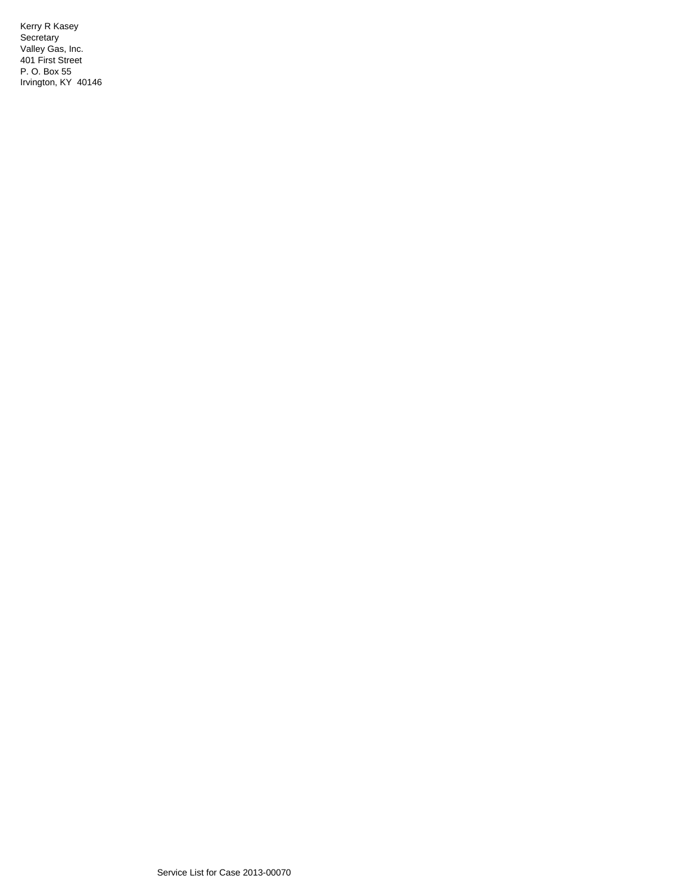Kerry R Kasey
Secretary
Valley Gas, Inc.
401 First Street
P. O. Box 55
Irvington, KY 40146